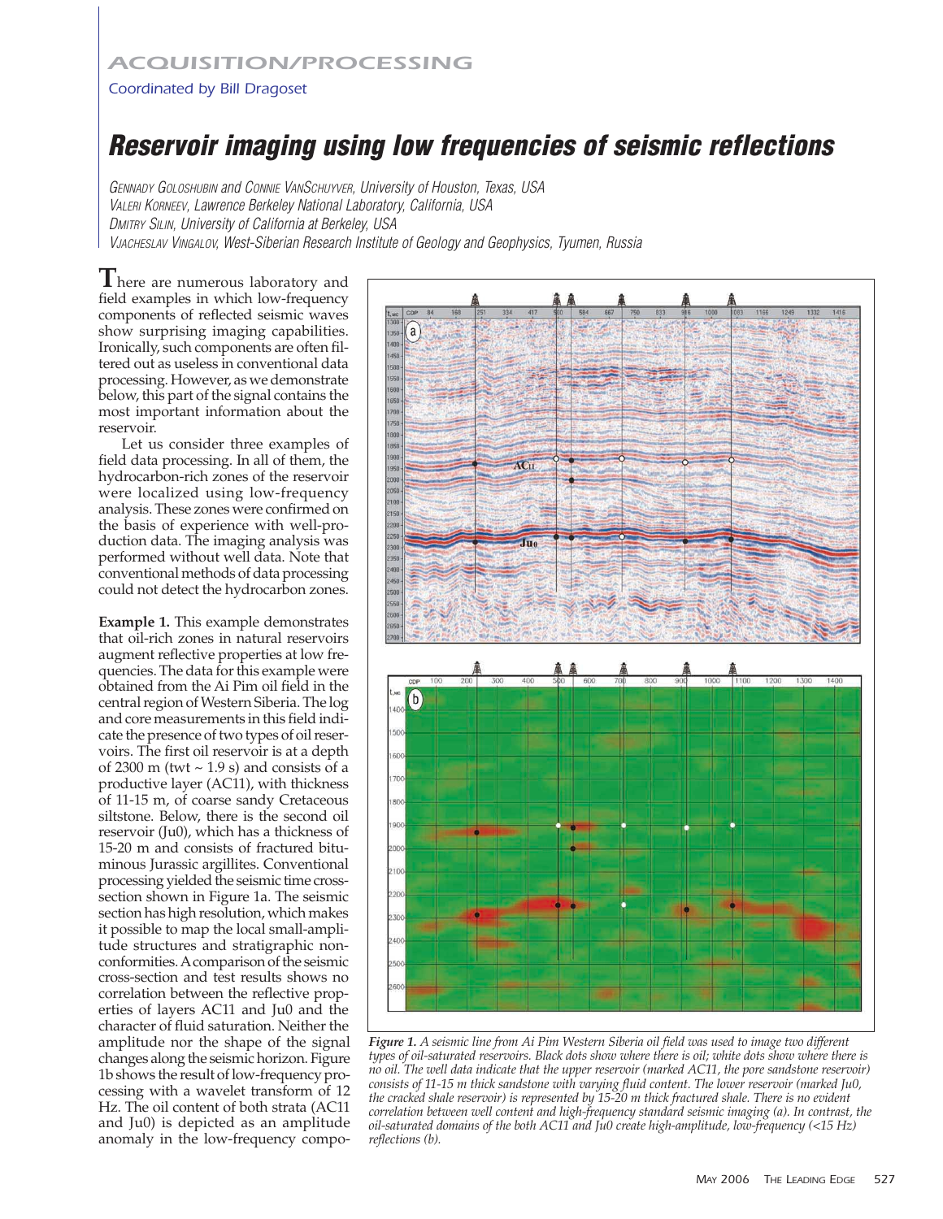ACQUISITION/PROCESSING

Coordinated by Bill Dragoset

# Reservoir imaging using low frequencies of seismic reflections

GENNADY GOLOSHUBIN and CONNIE VANSCHUYVER, University of Houston, Texas, USA
VALERI KORNEEV, Lawrence Berkeley National Laboratory, California, USA
DMITRY SILIN, University of California at Berkeley, USA
VJACHESLAV VINGALOV, West-Siberian Research Institute of Geology and Geophysics, Tyumen, Russia

There are numerous laboratory and field examples in which low-frequency components of reflected seismic waves show surprising imaging capabilities. Ironically, such components are often filtered out as useless in conventional data processing. However, as we demonstrate below, this part of the signal contains the most important information about the reservoir.

Let us consider three examples of field data processing. In all of them, the hydrocarbon-rich zones of the reservoir were localized using low-frequency analysis. These zones were confirmed on the basis of experience with well-production data. The imaging analysis was performed without well data. Note that conventional methods of data processing could not detect the hydrocarbon zones.

**Example 1.** This example demonstrates that oil-rich zones in natural reservoirs augment reflective properties at low frequencies. The data for this example were obtained from the Ai Pim oil field in the central region of Western Siberia. The log and core measurements in this field indicate the presence of two types of oil reservoirs. The first oil reservoir is at a depth of 2300 m (twt ~ 1.9 s) and consists of a productive layer (AC11), with thickness of 11-15 m, of coarse sandy Cretaceous siltstone. Below, there is the second oil reservoir (Ju0), which has a thickness of 15-20 m and consists of fractured bituminous Jurassic argillites. Conventional processing yielded the seismic time cross-section shown in Figure 1a. The seismic section has high resolution, which makes it possible to map the local small-amplitude structures and stratigraphic nonconformities. A comparison of the seismic cross-section and test results shows no correlation between the reflective properties of layers AC11 and Ju0 and the character of fluid saturation. Neither the amplitude nor the shape of the signal changes along the seismic horizon. Figure 1b shows the result of low-frequency processing with a wavelet transform of 12 Hz. The oil content of both strata (AC11 and Ju0) is depicted as an amplitude anomaly in the low-frequency compo-

*Figure 1. A seismic line from Ai Pim Western Siberia oil field was used to image two different types of oil-saturated reservoirs. Black dots show where there is oil; white dots show where there is no oil. The well data indicate that the upper reservoir (marked AC11, the pore sandstone reservoir) consists of 11-15 m thick sandstone with varying fluid content. The lower reservoir (marked Ju0, the cracked shale reservoir) is represented by 15-20 m thick fractured shale. There is no evident correlation between well content and high-frequency standard seismic imaging (a). In contrast, the oil-saturated domains of the both AC11 and Ju0 create high-amplitude, low-frequency (<15 Hz) reflections (b).*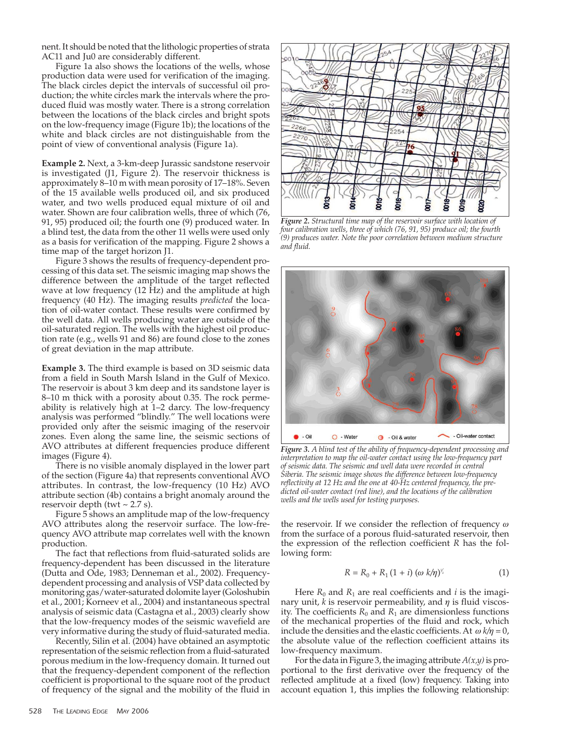nent. It should be noted that the lithologic properties of strata AC11 and Ju0 are considerably different.

Figure 1a also shows the locations of the wells, whose production data were used for verification of the imaging. The black circles depict the intervals of successful oil production; the white circles mark the intervals where the produced fluid was mostly water. There is a strong correlation between the locations of the black circles and bright spots on the low-frequency image (Figure 1b); the locations of the white and black circles are not distinguishable from the point of view of conventional analysis (Figure 1a).

**Example 2.** Next, a 3-km-deep Jurassic sandstone reservoir is investigated (J1, Figure 2). The reservoir thickness is approximately 8–10 m with mean porosity of 17–18%. Seven of the 15 available wells produced oil, and six produced water, and two wells produced equal mixture of oil and water. Shown are four calibration wells, three of which (76, 91, 95) produced oil; the fourth one (9) produced water. In a blind test, the data from the other 11 wells were used only as a basis for verification of the mapping. Figure 2 shows a time map of the target horizon J1.

Figure 3 shows the results of frequency-dependent processing of this data set. The seismic imaging map shows the difference between the amplitude of the target reflected wave at low frequency (12 Hz) and the amplitude at high frequency (40 Hz). The imaging results *predicted* the location of oil-water contact. These results were confirmed by the well data. All wells producing water are outside of the oil-saturated region. The wells with the highest oil production rate (e.g., wells 91 and 86) are found close to the zones of great deviation in the map attribute.

**Example 3.** The third example is based on 3D seismic data from a field in South Marsh Island in the Gulf of Mexico. The reservoir is about 3 km deep and its sandstone layer is 8–10 m thick with a porosity about 0.35. The rock permeability is relatively high at 1–2 darcy. The low-frequency analysis was performed "blindly." The well locations were provided only after the seismic imaging of the reservoir zones. Even along the same line, the seismic sections of AVO attributes at different frequencies produce different images (Figure 4).

There is no visible anomaly displayed in the lower part of the section (Figure 4a) that represents conventional AVO attributes. In contrast, the low-frequency (10 Hz) AVO attribute section (4b) contains a bright anomaly around the reservoir depth (twt ~ 2.7 s).

Figure 5 shows an amplitude map of the low-frequency AVO attributes along the reservoir surface. The low-frequency AVO attribute map correlates well with the known production.

The fact that reflections from fluid-saturated solids are frequency-dependent has been discussed in the literature (Dutta and Ode, 1983; Denneman et al., 2002). Frequency-dependent processing and analysis of VSP data collected by monitoring gas/water-saturated dolomite layer (Goloshubin et al., 2001; Korneev et al., 2004) and instantaneous spectral analysis of seismic data (Castagna et al., 2003) clearly show that the low-frequency modes of the seismic wavefield are very informative during the study of fluid-saturated media.

Recently, Silin et al. (2004) have obtained an asymptotic representation of the seismic reflection from a fluid-saturated porous medium in the low-frequency domain. It turned out that the frequency-dependent component of the reflection coefficient is proportional to the square root of the product of frequency of the signal and the mobility of the fluid in the reservoir. If we consider the reflection of frequency $\omega$ from the surface of a porous fluid-saturated reservoir, then the expression of the reflection coefficient $R$ has the following form:

*Figure 2. Structural time map of the reservoir surface with location of four calibration wells, three of which (76, 91, 95) produce oil; the fourth (9) produces water. Note the poor correlation between medium structure and fluid.*

*Figure 3. A blind test of the ability of frequency-dependent processing and interpretation to map the oil-water contact using the low-frequency part of seismic data. The seismic and well data were recorded in central Siberia. The seismic image shows the difference between low-frequency reflectivity at 12 Hz and the one at 40-Hz centered frequency, the predicted oil-water contact (red line), and the locations of the calibration wells and the wells used for testing purposes.*

$$R = R_0 + R_1 (1 + i) (\omega \, k/\eta)^{1/2} \qquad (1)$$

Here $R_0$ and $R_1$ are real coefficients and $i$ is the imaginary unit, $k$ is reservoir permeability, and $\eta$ is fluid viscosity. The coefficients $R_0$ and $R_1$ are dimensionless functions of the mechanical properties of the fluid and rock, which include the densities and the elastic coefficients. At $\omega \, k/\eta = 0$, the absolute value of the reflection coefficient attains its low-frequency maximum.

For the data in Figure 3, the imaging attribute $A(x,y)$ is proportional to the first derivative over the frequency of the reflected amplitude at a fixed (low) frequency. Taking into account equation 1, this implies the following relationship: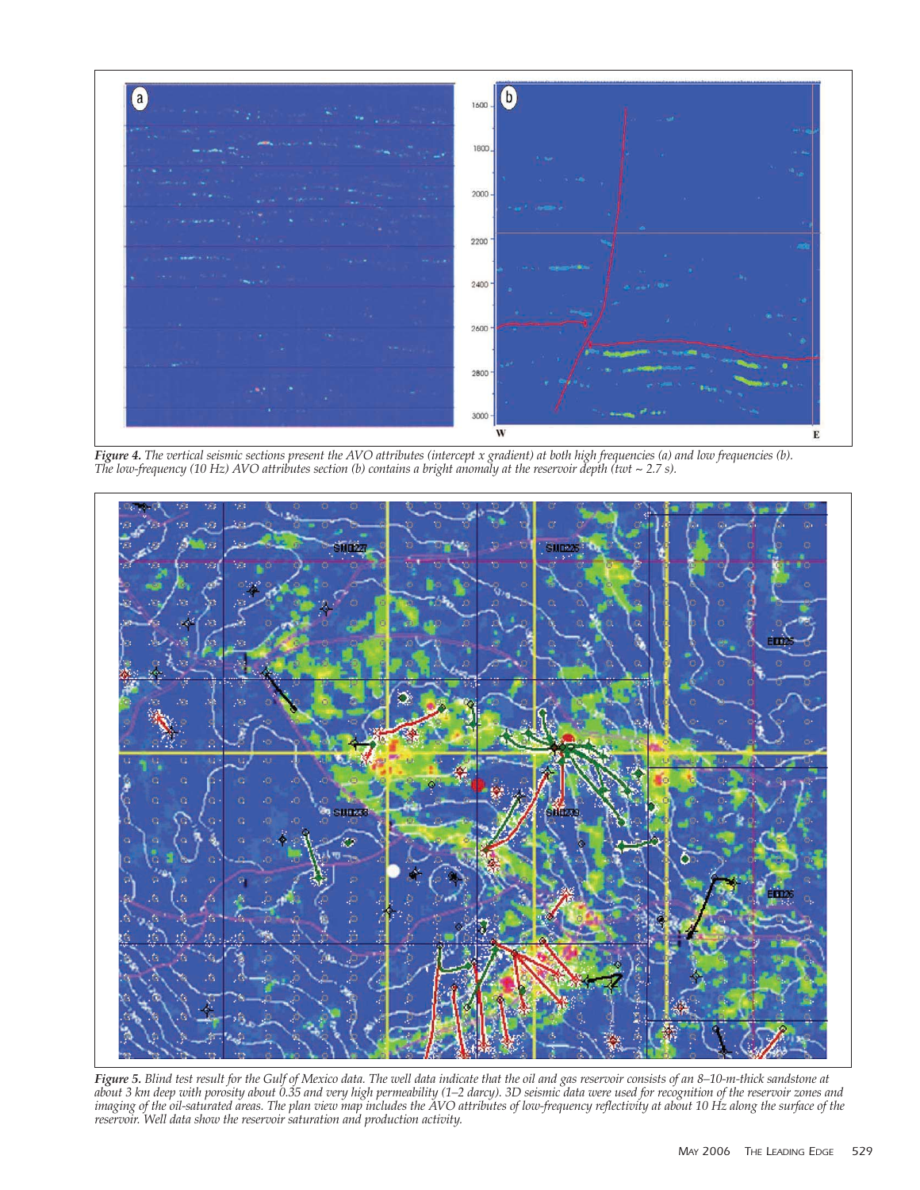*Figure 4. The vertical seismic sections present the AVO attributes (intercept x gradient) at both high frequencies (a) and low frequencies (b). The low-frequency (10 Hz) AVO attributes section (b) contains a bright anomaly at the reservoir depth (twt ~ 2.7 s).*

*Figure 5. Blind test result for the Gulf of Mexico data. The well data indicate that the oil and gas reservoir consists of an 8–10-m-thick sandstone at about 3 km deep with porosity about 0.35 and very high permeability (1–2 darcy). 3D seismic data were used for recognition of the reservoir zones and imaging of the oil-saturated areas. The plan view map includes the AVO attributes of low-frequency reflectivity at about 10 Hz along the surface of the reservoir. Well data show the reservoir saturation and production activity.*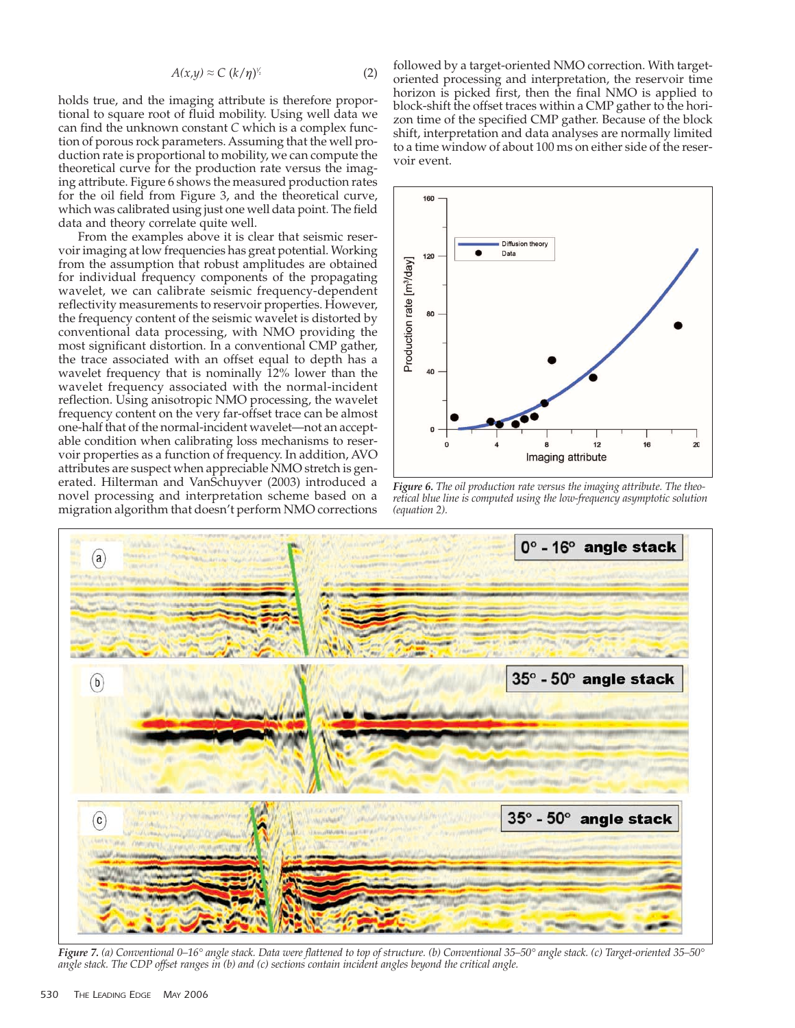$$A(x,y) \approx C\,(k/\eta)^{1/2} \tag{2}$$

holds true, and the imaging attribute is therefore proportional to square root of fluid mobility. Using well data we can find the unknown constant $C$ which is a complex function of porous rock parameters. Assuming that the well production rate is proportional to mobility, we can compute the theoretical curve for the production rate versus the imaging attribute. Figure 6 shows the measured production rates for the oil field from Figure 3, and the theoretical curve, which was calibrated using just one well data point. The field data and theory correlate quite well.

From the examples above it is clear that seismic reservoir imaging at low frequencies has great potential. Working from the assumption that robust amplitudes are obtained for individual frequency components of the propagating wavelet, we can calibrate seismic frequency-dependent reflectivity measurements to reservoir properties. However, the frequency content of the seismic wavelet is distorted by conventional data processing, with NMO providing the most significant distortion. In a conventional CMP gather, the trace associated with an offset equal to depth has a wavelet frequency that is nominally 12% lower than the wavelet frequency associated with the normal-incident reflection. Using anisotropic NMO processing, the wavelet frequency content on the very far-offset trace can be almost one-half that of the normal-incident wavelet—not an acceptable condition when calibrating loss mechanisms to reservoir properties as a function of frequency. In addition, AVO attributes are suspect when appreciable NMO stretch is generated. Hilterman and VanSchuyver (2003) introduced a novel processing and interpretation scheme based on a migration algorithm that doesn't perform NMO corrections followed by a target-oriented NMO correction. With target-oriented processing and interpretation, the reservoir time horizon is picked first, then the final NMO is applied to block-shift the offset traces within a CMP gather to the horizon time of the specified CMP gather. Because of the block shift, interpretation and data analyses are normally limited to a time window of about 100 ms on either side of the reservoir event.

*Figure 6. The oil production rate versus the imaging attribute. The theoretical blue line is computed using the low-frequency asymptotic solution (equation 2).*

*Figure 7. (a) Conventional 0–16° angle stack. Data were flattened to top of structure. (b) Conventional 35–50° angle stack. (c) Target-oriented 35–50° angle stack. The CDP offset ranges in (b) and (c) sections contain incident angles beyond the critical angle.*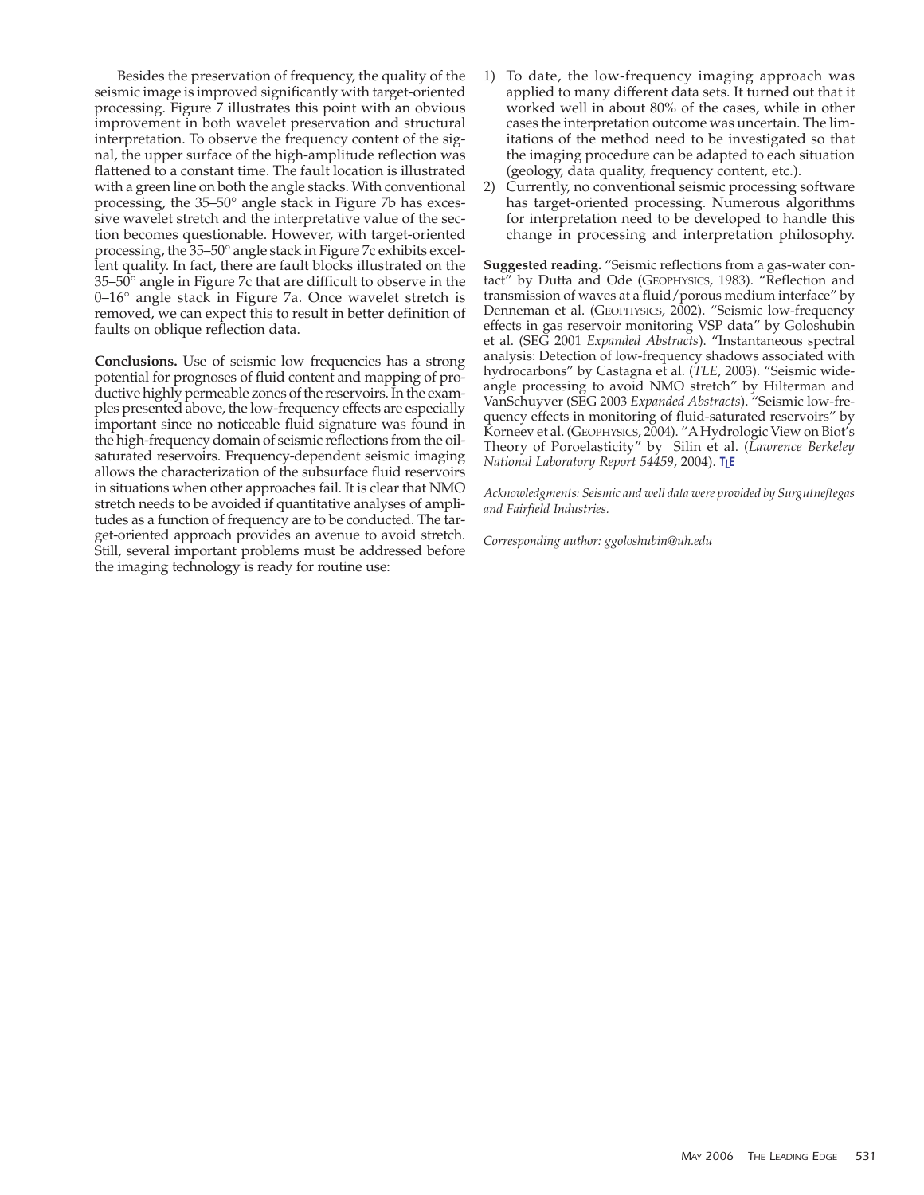Besides the preservation of frequency, the quality of the seismic image is improved significantly with target-oriented processing. Figure 7 illustrates this point with an obvious improvement in both wavelet preservation and structural interpretation. To observe the frequency content of the signal, the upper surface of the high-amplitude reflection was flattened to a constant time. The fault location is illustrated with a green line on both the angle stacks. With conventional processing, the 35–50° angle stack in Figure 7b has excessive wavelet stretch and the interpretative value of the section becomes questionable. However, with target-oriented processing, the 35–50° angle stack in Figure 7c exhibits excellent quality. In fact, there are fault blocks illustrated on the 35–50° angle in Figure 7c that are difficult to observe in the 0–16° angle stack in Figure 7a. Once wavelet stretch is removed, we can expect this to result in better definition of faults on oblique reflection data.

**Conclusions.** Use of seismic low frequencies has a strong potential for prognoses of fluid content and mapping of productive highly permeable zones of the reservoirs. In the examples presented above, the low-frequency effects are especially important since no noticeable fluid signature was found in the high-frequency domain of seismic reflections from the oil-saturated reservoirs. Frequency-dependent seismic imaging allows the characterization of the subsurface fluid reservoirs in situations when other approaches fail. It is clear that NMO stretch needs to be avoided if quantitative analyses of amplitudes as a function of frequency are to be conducted. The target-oriented approach provides an avenue to avoid stretch. Still, several important problems must be addressed before the imaging technology is ready for routine use:

1) To date, the low-frequency imaging approach was applied to many different data sets. It turned out that it worked well in about 80% of the cases, while in other cases the interpretation outcome was uncertain. The limitations of the method need to be investigated so that the imaging procedure can be adapted to each situation (geology, data quality, frequency content, etc.).
2) Currently, no conventional seismic processing software has target-oriented processing. Numerous algorithms for interpretation need to be developed to handle this change in processing and interpretation philosophy.

**Suggested reading.** "Seismic reflections from a gas-water contact" by Dutta and Ode (GEOPHYSICS, 1983). "Reflection and transmission of waves at a fluid/porous medium interface" by Denneman et al. (GEOPHYSICS, 2002). "Seismic low-frequency effects in gas reservoir monitoring VSP data" by Goloshubin et al. (SEG 2001 *Expanded Abstracts*). "Instantaneous spectral analysis: Detection of low-frequency shadows associated with hydrocarbons" by Castagna et al. (*TLE*, 2003). "Seismic wide-angle processing to avoid NMO stretch" by Hilterman and VanSchuyver (SEG 2003 *Expanded Abstracts*). "Seismic low-frequency effects in monitoring of fluid-saturated reservoirs" by Korneev et al. (GEOPHYSICS, 2004). "A Hydrologic View on Biot's Theory of Poroelasticity" by Silin et al. (*Lawrence Berkeley National Laboratory Report 54459*, 2004).

*Acknowledgments: Seismic and well data were provided by Surgutneftegas and Fairfield Industries.*

*Corresponding author: ggoloshubin@uh.edu*